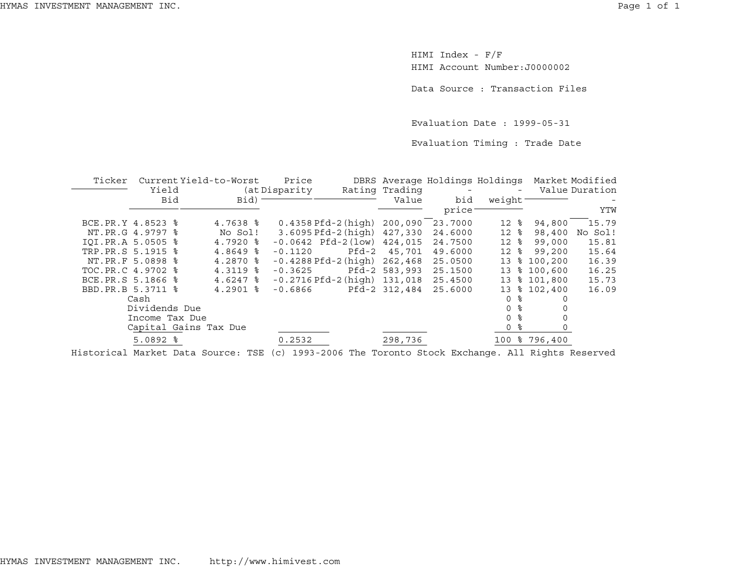HIMI Index - F/F

HIMI Account Number:J0000002

Data Source : Transaction Files

Evaluation Date : 1999-05-31

Evaluation Timing : Trade Date

| Ticker | Current Yield Bid | Yield-to-Worst (at Bid) | Price Disparity | DBRS Rating | Average Trading Value | Holdings - bid price | Holdings - weight | Market Value | Modified Duration - YTW |
|---|---|---|---|---|---|---|---|---|---|
| BCE.PR.Y | 4.8523 % | 4.7638 % | 0.4358 | Pfd-2(high) | 200,090 | 23.7000 | 12 % | 94,800 | 15.79 |
| NT.PR.G | 4.9797 % | No Sol! | 3.6095 | Pfd-2(high) | 427,330 | 24.6000 | 12 % | 98,400 | No Sol! |
| IQI.PR.A | 5.0505 % | 4.7920 % | -0.0642 | Pfd-2(low) | 424,015 | 24.7500 | 12 % | 99,000 | 15.81 |
| TRP.PR.S | 5.1915 % | 4.8649 % | -0.1120 | Pfd-2 | 45,701 | 49.6000 | 12 % | 99,200 | 15.64 |
| NT.PR.F | 5.0898 % | 4.2870 % | -0.4288 | Pfd-2(high) | 262,468 | 25.0500 | 13 % | 100,200 | 16.39 |
| TOC.PR.C | 4.9702 % | 4.3119 % | -0.3625 | Pfd-2 | 583,993 | 25.1500 | 13 % | 100,600 | 16.25 |
| BCE.PR.S | 5.1866 % | 4.6247 % | -0.2716 | Pfd-2(high) | 131,018 | 25.4500 | 13 % | 101,800 | 15.73 |
| BBD.PR.B | 5.3711 % | 4.2901 % | -0.6866 | Pfd-2 | 312,484 | 25.6000 | 13 % | 102,400 | 16.09 |
| | Cash | | | | | | 0 % | 0 | |
| | Dividends Due | | | | | | 0 % | 0 | |
| | Income Tax Due | | | | | | 0 % | 0 | |
| | Capital Gains Tax Due | | | | | | 0 % | 0 | |
| | 5.0892 % | | 0.2532 | | 298,736 | | 100 % | 796,400 | |

Historical Market Data Source: TSE (c) 1993-2006 The Toronto Stock Exchange. All Rights Reserved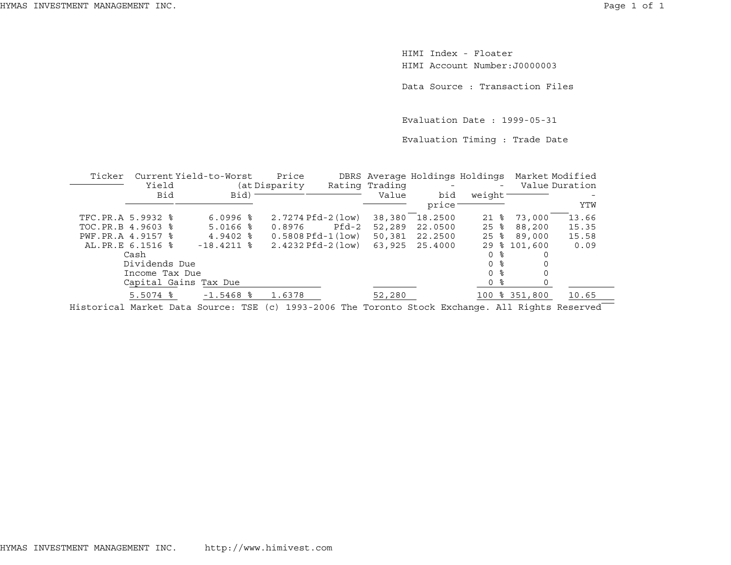HIMI Index - Floater
HIMI Account Number:J0000003

Data Source : Transaction Files

Evaluation Date : 1999-05-31

Evaluation Timing : Trade Date

| Ticker | Current Yield Bid | Yield-to-Worst (at Bid) | Price Disparity | DBRS Rating | Average Trading Value | Holdings - bid price | Holdings - weight | Market Value | Modified Duration - YTW |
|---|---|---|---|---|---|---|---|---|---|
| TFC.PR.A | 5.9932 % | 6.0996 % | 2.7274 | Pfd-2(low) | 38,380 | 18.2500 | 21 % | 73,000 | 13.66 |
| TOC.PR.B | 4.9603 % | 5.0166 % | 0.8976 | Pfd-2 | 52,289 | 22.0500 | 25 % | 88,200 | 15.35 |
| PWF.PR.A | 4.9157 % | 4.9402 % | 0.5808 | Pfd-1(low) | 50,381 | 22.2500 | 25 % | 89,000 | 15.58 |
| AL.PR.E | 6.1516 % | -18.4211 % | 2.4232 | Pfd-2(low) | 63,925 | 25.4000 | 29 % | 101,600 | 0.09 |
| Cash | | | | | | | 0 % | 0 | |
| Dividends Due | | | | | | | 0 % | 0 | |
| Income Tax Due | | | | | | | 0 % | 0 | |
| Capital Gains Tax Due | | | | | | | 0 % | 0 | |
| | 5.5074 % | -1.5468 % | 1.6378 | | 52,280 | | 100 % | 351,800 | 10.65 |

Historical Market Data Source: TSE (c) 1993-2006 The Toronto Stock Exchange. All Rights Reserved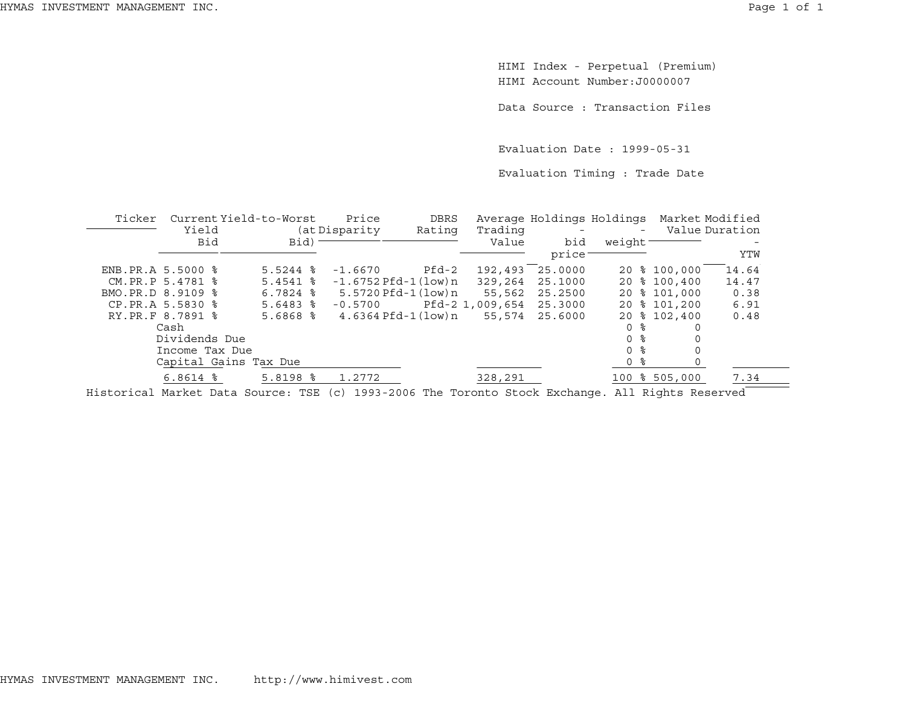HIMI Index - Perpetual (Premium)
HIMI Account Number:J0000007

Data Source : Transaction Files

Evaluation Date : 1999-05-31

Evaluation Timing : Trade Date

| Ticker | Current Yield Bid | Yield-to-Worst (at Bid) | Price Disparity | DBRS Rating | Average Trading Value | Holdings - bid price | Holdings - weight | Market Value | Modified Duration - YTW |
|---|---|---|---|---|---|---|---|---|---|
| ENB.PR.A | 5.5000 % | 5.5244 % | -1.6670 | Pfd-2 | 192,493 | 25.0000 | 20 % | 100,000 | 14.64 |
| CM.PR.P | 5.4781 % | 5.4541 % | -1.6752 | Pfd-1(low)n | 329,264 | 25.1000 | 20 % | 100,400 | 14.47 |
| BMO.PR.D | 8.9109 % | 6.7824 % | 5.5720 | Pfd-1(low)n | 55,562 | 25.2500 | 20 % | 101,000 | 0.38 |
| CP.PR.A | 5.5830 % | 5.6483 % | -0.5700 | Pfd-2 | 1,009,654 | 25.3000 | 20 % | 101,200 | 6.91 |
| RY.PR.F | 8.7891 % | 5.6868 % | 4.6364 | Pfd-1(low)n | 55,574 | 25.6000 | 20 % | 102,400 | 0.48 |
| | Cash | | | | | | 0 % | 0 | |
| | Dividends Due | | | | | | 0 % | 0 | |
| | Income Tax Due | | | | | | 0 % | 0 | |
| | Capital Gains Tax Due | | | | | | 0 % | 0 | |
| | 6.8614 % | 5.8198 % | 1.2772 | | 328,291 | | 100 % | 505,000 | 7.34 |

Historical Market Data Source: TSE (c) 1993-2006 The Toronto Stock Exchange. All Rights Reserved

HYMAS INVESTMENT MANAGEMENT INC. http://www.himivest.com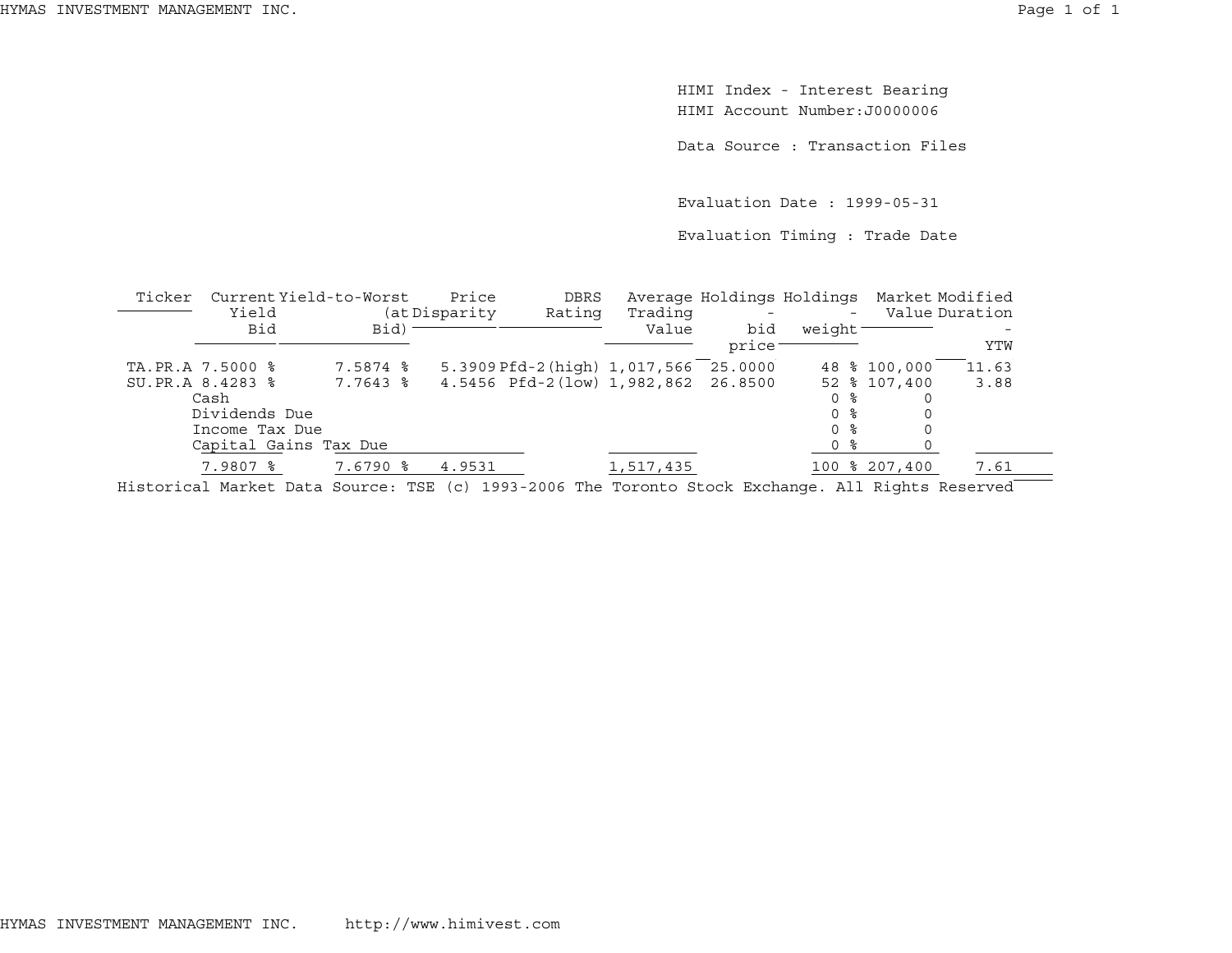HIMI Index - Interest Bearing
HIMI Account Number:J0000006

Data Source : Transaction Files

Evaluation Date : 1999-05-31

Evaluation Timing : Trade Date

| Ticker | Current Yield Bid | Yield-to-Worst (at Bid) | Price Disparity | DBRS Rating | Average Trading Value | Holdings - bid price | Holdings - weight | Market Value | Modified Duration - YTW |
|---|---|---|---|---|---|---|---|---|---|
| TA.PR.A | 7.5000 % | 7.5874 % | 5.3909 | Pfd-2(high) | 1,017,566 | 25.0000 | 48 % | 100,000 | 11.63 |
| SU.PR.A | 8.4283 % | 7.7643 % | 4.5456 | Pfd-2(low) | 1,982,862 | 26.8500 | 52 % | 107,400 | 3.88 |
| Cash | | | | | | | 0 % | 0 | |
| Dividends Due | | | | | | | 0 % | 0 | |
| Income Tax Due | | | | | | | 0 % | 0 | |
| Capital Gains Tax Due | | | | | | | 0 % | 0 | |
| | 7.9807 % | 7.6790 % | 4.9531 | | 1,517,435 | | 100 % | 207,400 | 7.61 |

Historical Market Data Source: TSE (c) 1993-2006 The Toronto Stock Exchange. All Rights Reserved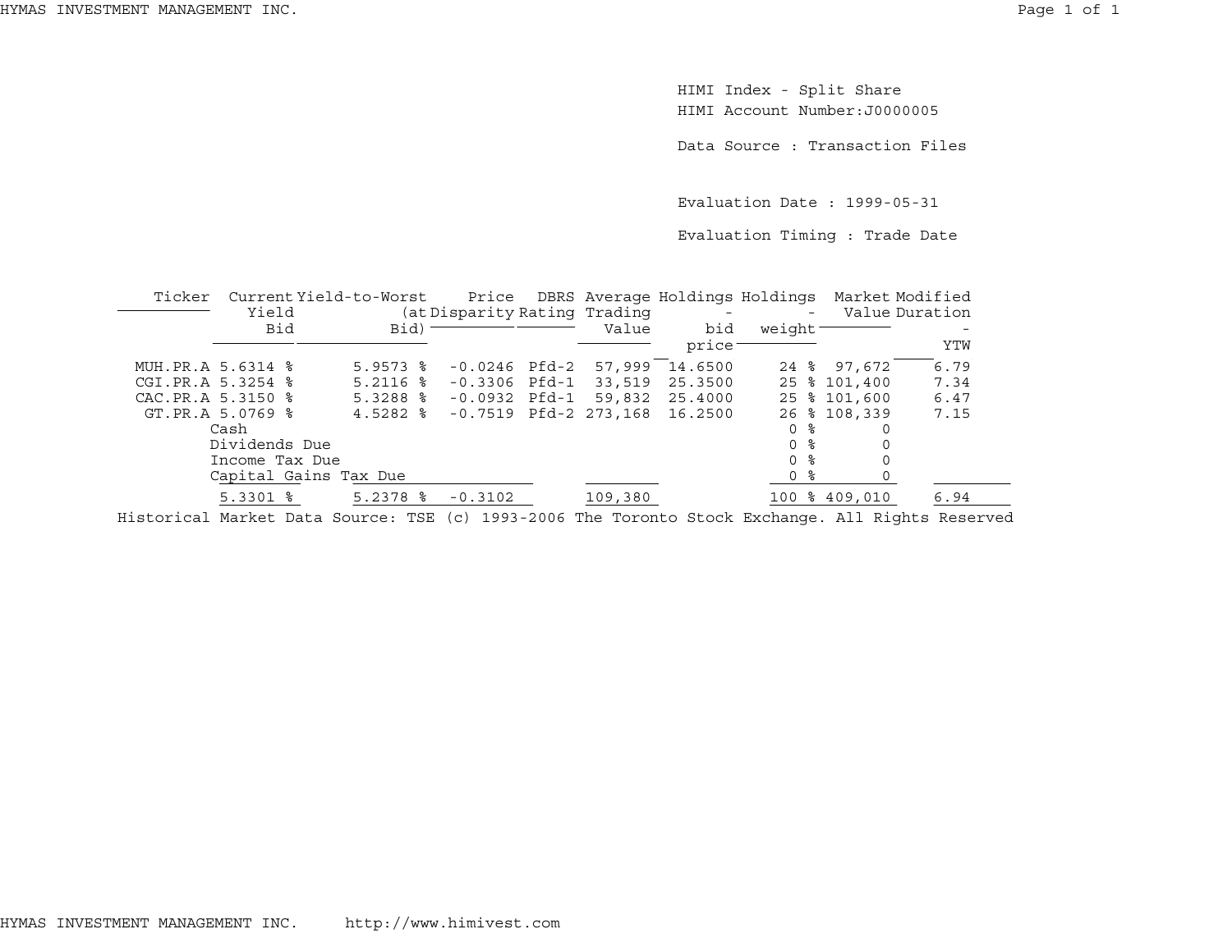HIMI Index - Split Share

HIMI Account Number:J0000005

Data Source : Transaction Files

Evaluation Date : 1999-05-31

Evaluation Timing : Trade Date

| Ticker | Current Yield Bid | Yield-to-Worst (at Bid) | Price Disparity | DBRS Rating | Average Trading Value | Holdings - bid price | Holdings - weight | Market Value | Modified Duration - YTW |
|---|---|---|---|---|---|---|---|---|---|
| MUH.PR.A | 5.6314 % | 5.9573 % | -0.0246 | Pfd-2 | 57,999 | 14.6500 | 24 % | 97,672 | 6.79 |
| CGI.PR.A | 5.3254 % | 5.2116 % | -0.3306 | Pfd-1 | 33,519 | 25.3500 | 25 % | 101,400 | 7.34 |
| CAC.PR.A | 5.3150 % | 5.3288 % | -0.0932 | Pfd-1 | 59,832 | 25.4000 | 25 % | 101,600 | 6.47 |
| GT.PR.A | 5.0769 % | 4.5282 % | -0.7519 | Pfd-2 | 273,168 | 16.2500 | 26 % | 108,339 | 7.15 |
| Cash | | | | | | | 0 % | 0 | |
| Dividends Due | | | | | | | 0 % | 0 | |
| Income Tax Due | | | | | | | 0 % | 0 | |
| Capital Gains Tax Due | | | | | | | 0 % | 0 | |
| | 5.3301 % | 5.2378 % | -0.3102 | | 109,380 | | 100 % | 409,010 | 6.94 |

Historical Market Data Source: TSE (c) 1993-2006 The Toronto Stock Exchange. All Rights Reserved

HYMAS INVESTMENT MANAGEMENT INC. http://www.himivest.com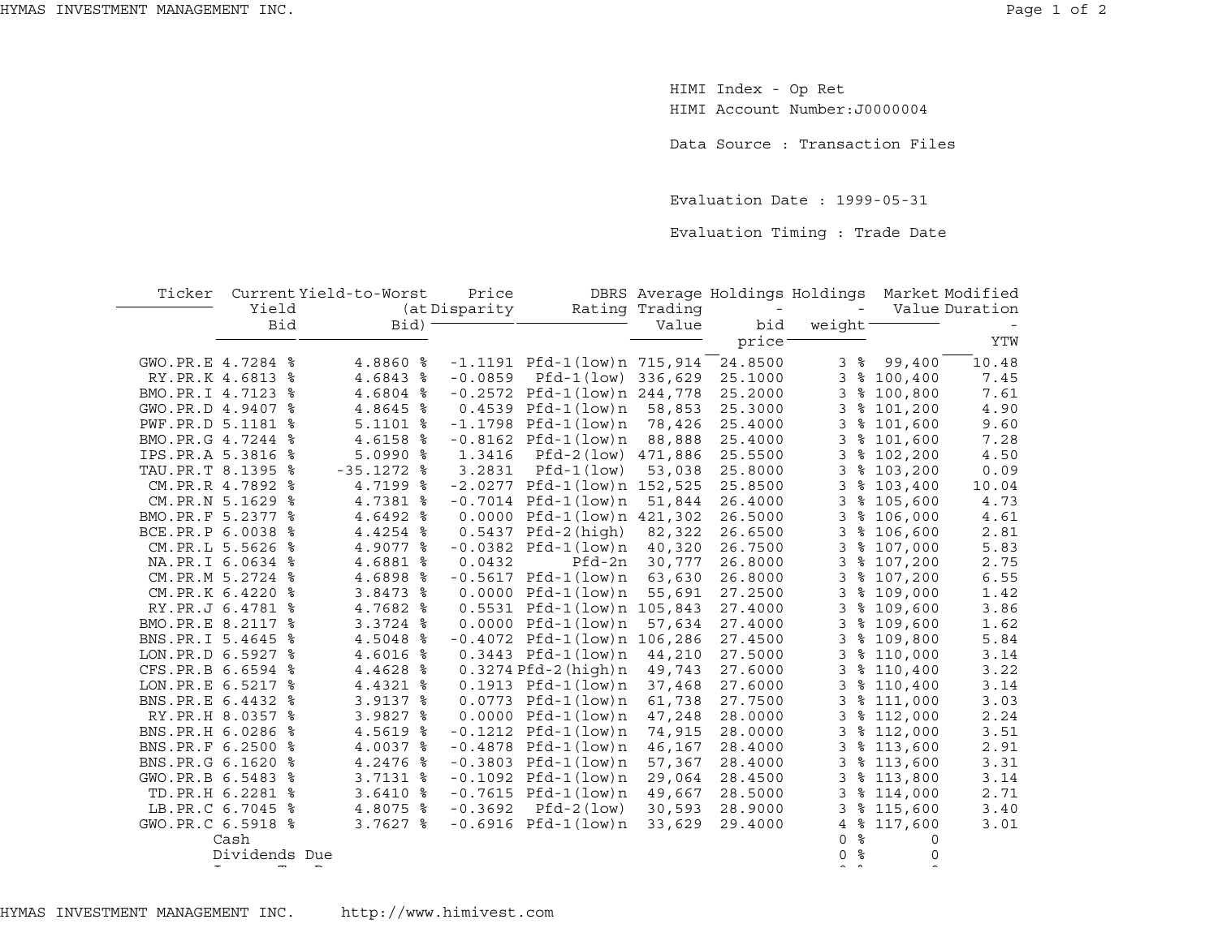HIMI Index - Op Ret
HIMI Account Number:J0000004

Data Source : Transaction Files

Evaluation Date : 1999-05-31

Evaluation Timing : Trade Date

| Ticker | Current Yield Bid | Yield-to-Worst (at Bid) | Price Disparity | DBRS Rating | Average Trading Value | Holdings - bid price | Holdings - weight | Market Value | Modified Duration - YTW |
|---|---|---|---|---|---|---|---|---|---|
| GWO.PR.E | 4.7284 % | 4.8860 % | -1.1191 | Pfd-1(low)n | 715,914 | 24.8500 | 3 % | 99,400 | 10.48 |
| RY.PR.K | 4.6813 % | 4.6843 % | -0.0859 | Pfd-1(low) | 336,629 | 25.1000 | 3 % | 100,400 | 7.45 |
| BMO.PR.I | 4.7123 % | 4.6804 % | -0.2572 | Pfd-1(low)n | 244,778 | 25.2000 | 3 % | 100,800 | 7.61 |
| GWO.PR.D | 4.9407 % | 4.8645 % | 0.4539 | Pfd-1(low)n | 58,853 | 25.3000 | 3 % | 101,200 | 4.90 |
| PWF.PR.D | 5.1181 % | 5.1101 % | -1.1798 | Pfd-1(low)n | 78,426 | 25.4000 | 3 % | 101,600 | 9.60 |
| BMO.PR.G | 4.7244 % | 4.6158 % | -0.8162 | Pfd-1(low)n | 88,888 | 25.4000 | 3 % | 101,600 | 7.28 |
| IPS.PR.A | 5.3816 % | 5.0990 % | 1.3416 | Pfd-2(low) | 471,886 | 25.5500 | 3 % | 102,200 | 4.50 |
| TAU.PR.T | 8.1395 % | -35.1272 % | 3.2831 | Pfd-1(low) | 53,038 | 25.8000 | 3 % | 103,200 | 0.09 |
| CM.PR.R | 4.7892 % | 4.7199 % | -2.0277 | Pfd-1(low)n | 152,525 | 25.8500 | 3 % | 103,400 | 10.04 |
| CM.PR.N | 5.1629 % | 4.7381 % | -0.7014 | Pfd-1(low)n | 51,844 | 26.4000 | 3 % | 105,600 | 4.73 |
| BMO.PR.F | 5.2377 % | 4.6492 % | 0.0000 | Pfd-1(low)n | 421,302 | 26.5000 | 3 % | 106,000 | 4.61 |
| BCE.PR.P | 6.0038 % | 4.4254 % | 0.5437 | Pfd-2(high) | 82,322 | 26.6500 | 3 % | 106,600 | 2.81 |
| CM.PR.L | 5.5626 % | 4.9077 % | -0.0382 | Pfd-1(low)n | 40,320 | 26.7500 | 3 % | 107,000 | 5.83 |
| NA.PR.I | 6.0634 % | 4.6881 % | 0.0432 | Pfd-2n | 30,777 | 26.8000 | 3 % | 107,200 | 2.75 |
| CM.PR.M | 5.2724 % | 4.6898 % | -0.5617 | Pfd-1(low)n | 63,630 | 26.8000 | 3 % | 107,200 | 6.55 |
| CM.PR.K | 6.4220 % | 3.8473 % | 0.0000 | Pfd-1(low)n | 55,691 | 27.2500 | 3 % | 109,000 | 1.42 |
| RY.PR.J | 6.4781 % | 4.7682 % | 0.5531 | Pfd-1(low)n | 105,843 | 27.4000 | 3 % | 109,600 | 3.86 |
| BMO.PR.E | 8.2117 % | 3.3724 % | 0.0000 | Pfd-1(low)n | 57,634 | 27.4000 | 3 % | 109,600 | 1.62 |
| BNS.PR.I | 5.4645 % | 4.5048 % | -0.4072 | Pfd-1(low)n | 106,286 | 27.4500 | 3 % | 109,800 | 5.84 |
| LON.PR.D | 6.5927 % | 4.6016 % | 0.3443 | Pfd-1(low)n | 44,210 | 27.5000 | 3 % | 110,000 | 3.14 |
| CFS.PR.B | 6.6594 % | 4.4628 % | 0.3274 | Pfd-2(high)n | 49,743 | 27.6000 | 3 % | 110,400 | 3.22 |
| LON.PR.E | 6.5217 % | 4.4321 % | 0.1913 | Pfd-1(low)n | 37,468 | 27.6000 | 3 % | 110,400 | 3.14 |
| BNS.PR.E | 6.4432 % | 3.9137 % | 0.0773 | Pfd-1(low)n | 61,738 | 27.7500 | 3 % | 111,000 | 3.03 |
| RY.PR.H | 8.0357 % | 3.9827 % | 0.0000 | Pfd-1(low)n | 47,248 | 28.0000 | 3 % | 112,000 | 2.24 |
| BNS.PR.H | 6.0286 % | 4.5619 % | -0.1212 | Pfd-1(low)n | 74,915 | 28.0000 | 3 % | 112,000 | 3.51 |
| BNS.PR.F | 6.2500 % | 4.0037 % | -0.4878 | Pfd-1(low)n | 46,167 | 28.4000 | 3 % | 113,600 | 2.91 |
| BNS.PR.G | 6.1620 % | 4.2476 % | -0.3803 | Pfd-1(low)n | 57,367 | 28.4000 | 3 % | 113,600 | 3.31 |
| GWO.PR.B | 6.5483 % | 3.7131 % | -0.1092 | Pfd-1(low)n | 29,064 | 28.4500 | 3 % | 113,800 | 3.14 |
| TD.PR.H | 6.2281 % | 3.6410 % | -0.7615 | Pfd-1(low)n | 49,667 | 28.5000 | 3 % | 114,000 | 2.71 |
| LB.PR.C | 6.7045 % | 4.8075 % | -0.3692 | Pfd-2(low) | 30,593 | 28.9000 | 3 % | 115,600 | 3.40 |
| GWO.PR.C | 6.5918 % | 3.7627 % | -0.6916 | Pfd-1(low)n | 33,629 | 29.4000 | 4 % | 117,600 | 3.01 |
| | Cash | | | | | | 0 % | 0 | |
| | Dividends Due | | | | | | 0 % | 0 | |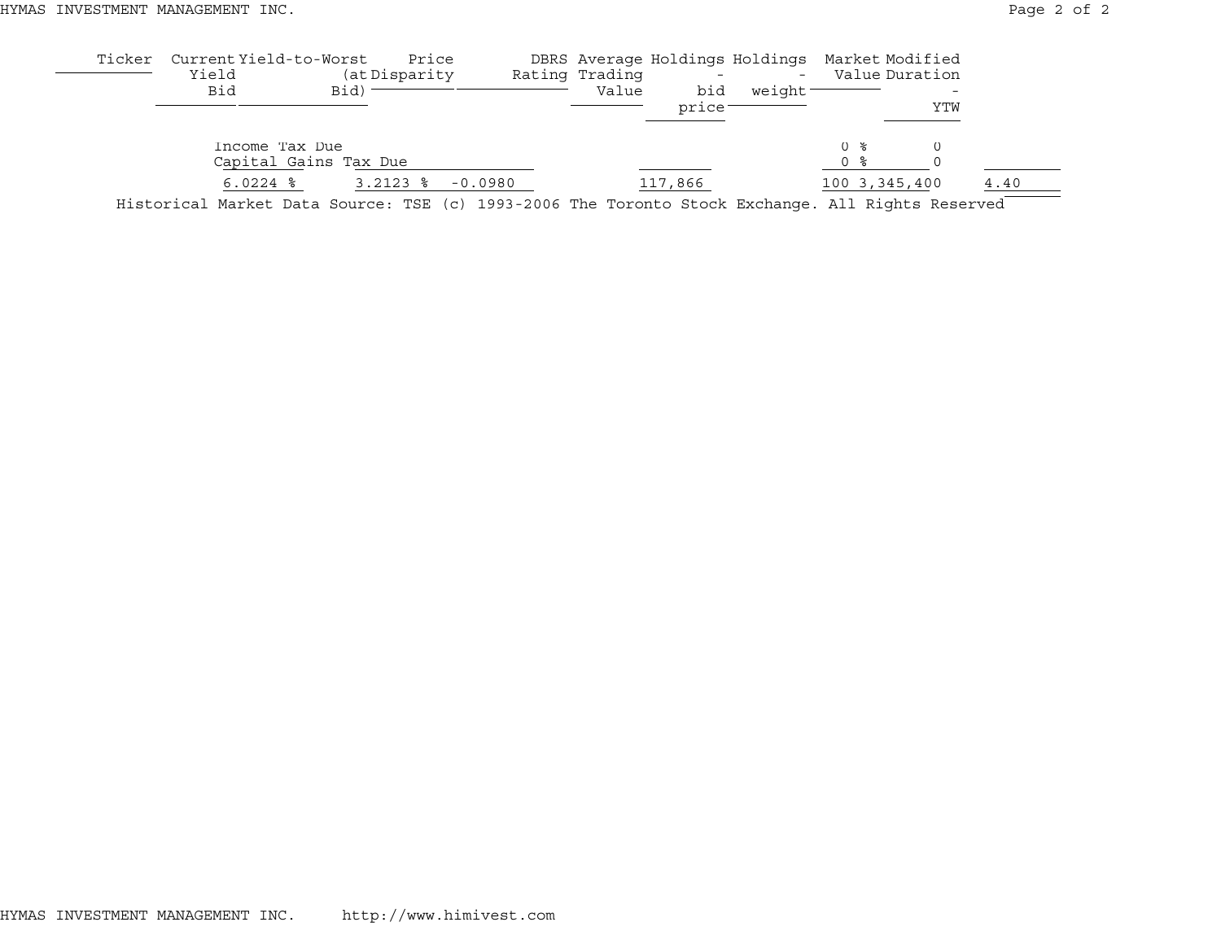| Ticker | Current Yield Bid | Yield-to-Worst (at Bid) | Price Disparity | DBRS Rating | Average Trading Value | Holdings - bid price | Holdings - weight | Market Value | Modified Duration - YTW |
|---|---|---|---|---|---|---|---|---|---|
| | Income Tax Due | | | | | | | 0 % | 0 |
| | Capital Gains Tax Due | | | | | | | 0 % | 0 |
| | 6.0224 % | 3.2123 % | -0.0980 | | | 117,866 | | 100 | 3,345,400 | 4.40 |

Historical Market Data Source: TSE (c) 1993-2006 The Toronto Stock Exchange. All Rights Reserved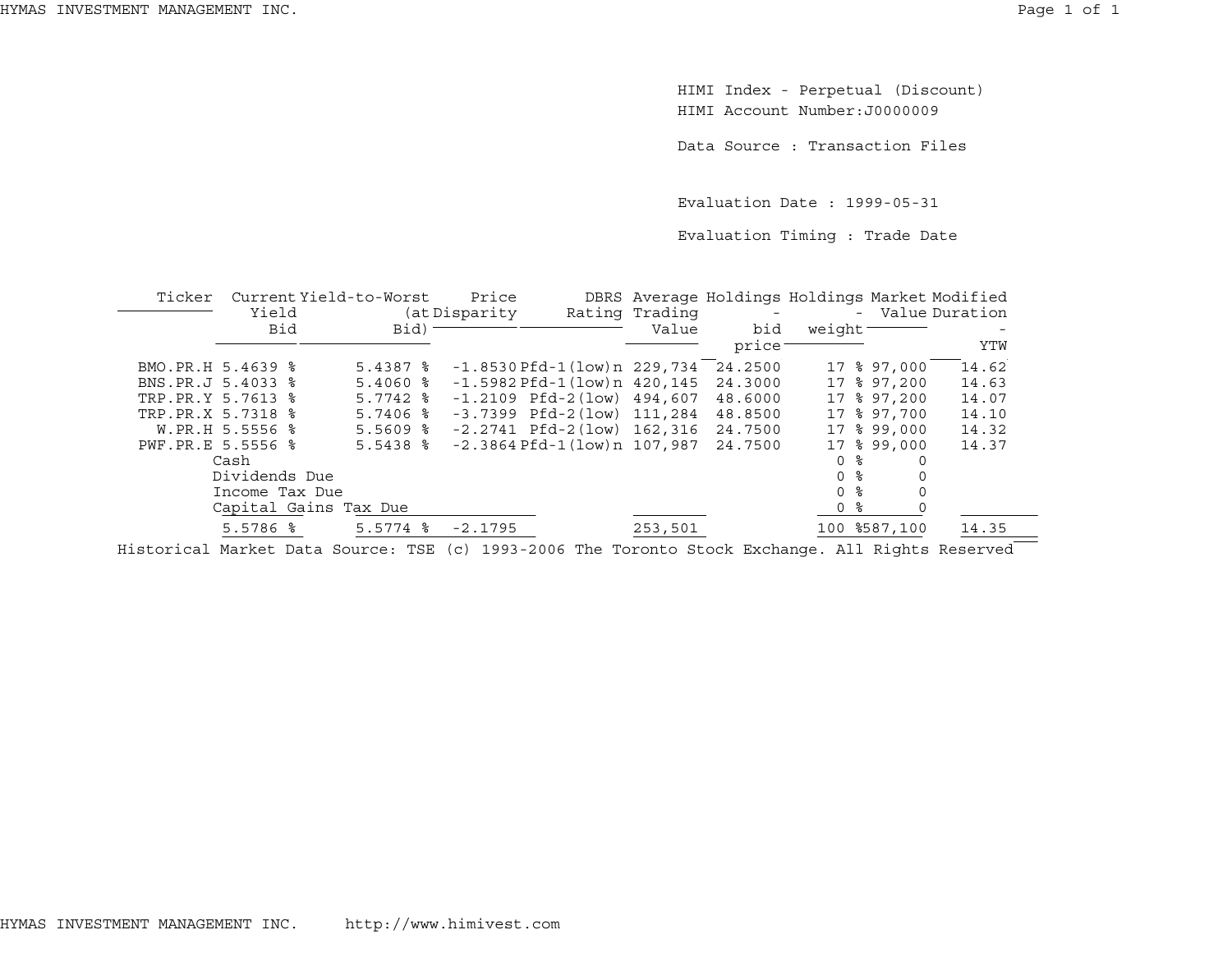HIMI Index - Perpetual (Discount)
HIMI Account Number:J0000009

Data Source : Transaction Files

Evaluation Date : 1999-05-31

Evaluation Timing : Trade Date

| Ticker | Current Yield Bid | Yield-to-Worst (at Bid) | Price Disparity | DBRS Rating | Average Trading Value | Holdings - bid price | Holdings - weight | Market Value | Modified Duration - YTW |
|---|---|---|---|---|---|---|---|---|---|
| BMO.PR.H | 5.4639 % | 5.4387 % | -1.8530 | Pfd-1(low)n | 229,734 | 24.2500 | 17 % | 97,000 | 14.62 |
| BNS.PR.J | 5.4033 % | 5.4060 % | -1.5982 | Pfd-1(low)n | 420,145 | 24.3000 | 17 % | 97,200 | 14.63 |
| TRP.PR.Y | 5.7613 % | 5.7742 % | -1.2109 | Pfd-2(low) | 494,607 | 48.6000 | 17 % | 97,200 | 14.07 |
| TRP.PR.X | 5.7318 % | 5.7406 % | -3.7399 | Pfd-2(low) | 111,284 | 48.8500 | 17 % | 97,700 | 14.10 |
| W.PR.H | 5.5556 % | 5.5609 % | -2.2741 | Pfd-2(low) | 162,316 | 24.7500 | 17 % | 99,000 | 14.32 |
| PWF.PR.E | 5.5556 % | 5.5438 % | -2.3864 | Pfd-1(low)n | 107,987 | 24.7500 | 17 % | 99,000 | 14.37 |
| | Cash | | | | | | 0 % | 0 | |
| | Dividends Due | | | | | | 0 % | 0 | |
| | Income Tax Due | | | | | | 0 % | 0 | |
| | Capital Gains Tax Due | | | | | | 0 % | 0 | |
| | 5.5786 % | 5.5774 % | -2.1795 | | 253,501 | | 100 % | 587,100 | 14.35 |

Historical Market Data Source: TSE (c) 1993-2006 The Toronto Stock Exchange. All Rights Reserved

HYMAS INVESTMENT MANAGEMENT INC. http://www.himivest.com